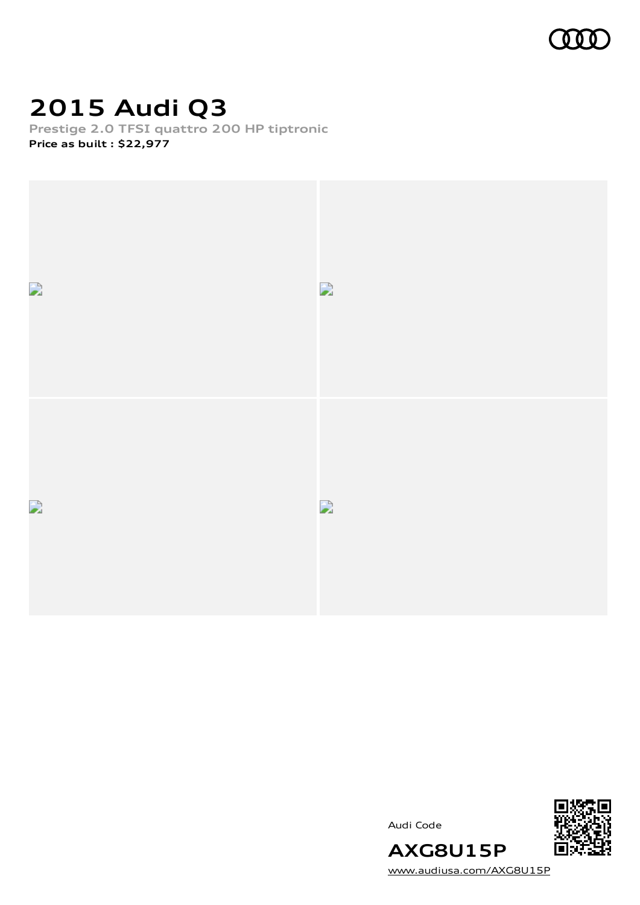# 2015 Audi Q3

**Prestige 2.0 TFSI quattro 200 HP tiptronic**

**Price as built : $22,977**

Audi Code

**AXG8U15P**

www.audiusa.com/AXG8U15P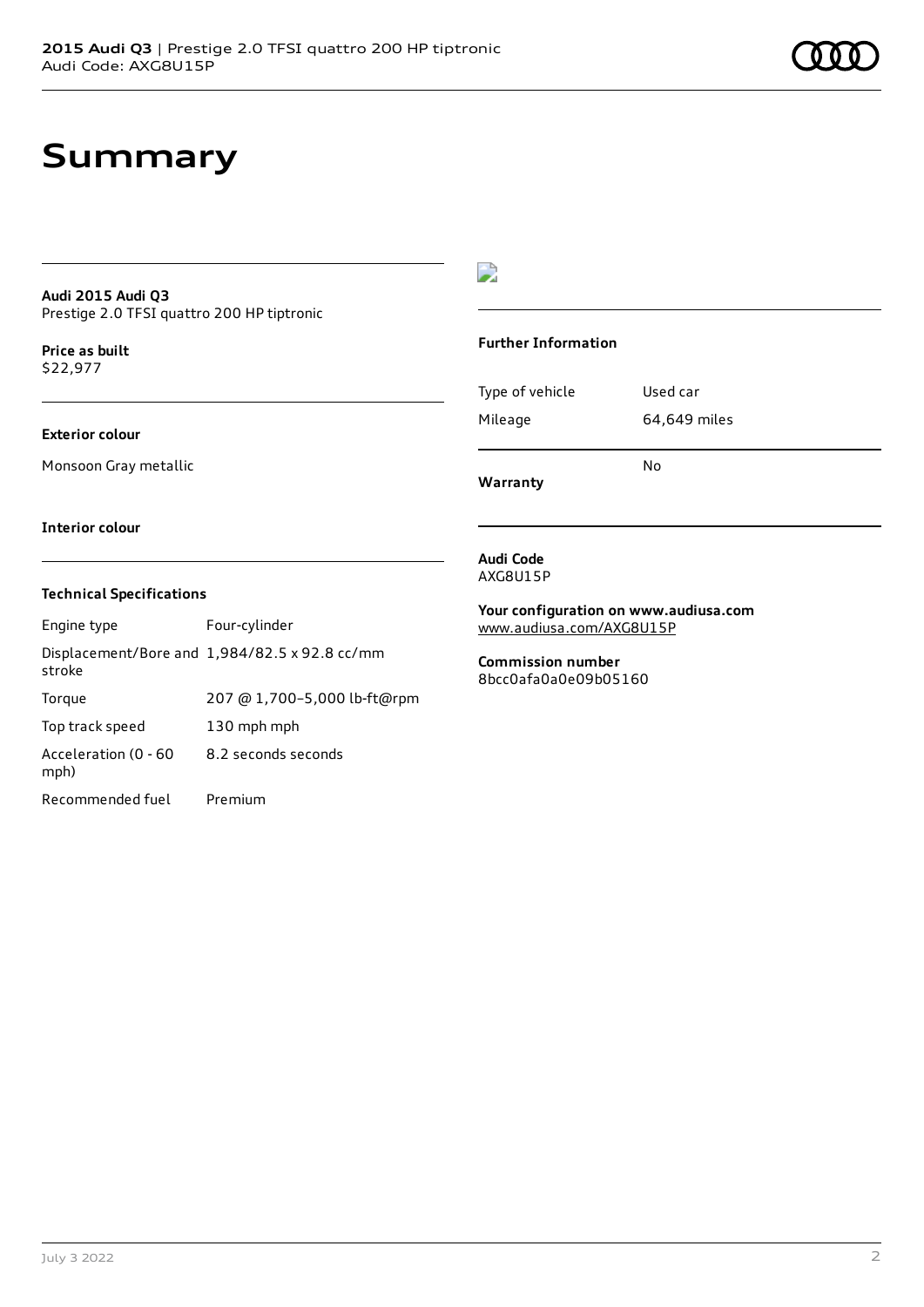# Summary

**Audi 2015 Audi Q3**
Prestige 2.0 TFSI quattro 200 HP tiptronic

**Price as built**
$22,977

**Exterior colour**

Monsoon Gray metallic

**Interior colour**

**Technical Specifications**

| | |
|---|---|
| Engine type | Four-cylinder |
| Displacement/Bore and stroke | 1,984/82.5 x 92.8 cc/mm |
| Torque | 207 @ 1,700–5,000 lb-ft@rpm |
| Top track speed | 130 mph mph |
| Acceleration (0 - 60 mph) | 8.2 seconds seconds |
| Recommended fuel | Premium |

**Further Information**

| | |
|---|---|
| Type of vehicle | Used car |
| Mileage | 64,649 miles |
| **Warranty** | No |

**Audi Code**
AXG8U15P

**Your configuration on www.audiusa.com**
www.audiusa.com/AXG8U15P

**Commission number**
8bcc0afa0a0e09b05160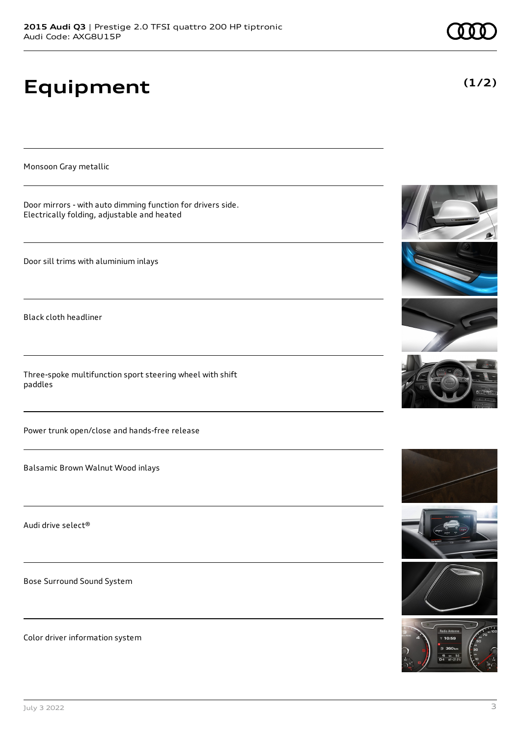# Equipment

**(1/2)**

Monsoon Gray metallic

Door mirrors - with auto dimming function for drivers side. Electrically folding, adjustable and heated

Door sill trims with aluminium inlays

Black cloth headliner

Three-spoke multifunction sport steering wheel with shift paddles

Power trunk open/close and hands-free release

Balsamic Brown Walnut Wood inlays

Audi drive select®

Bose Surround Sound System

Color driver information system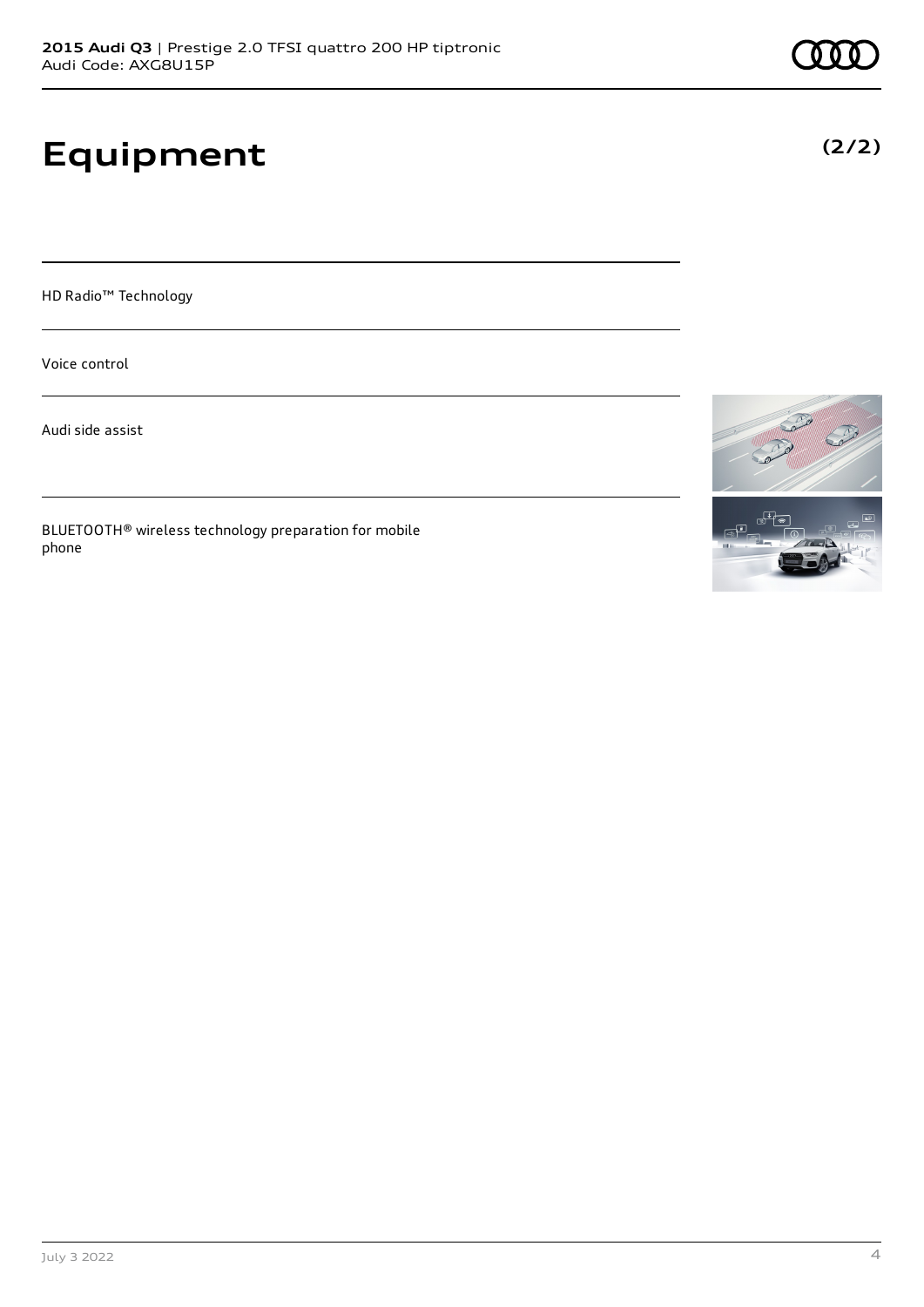# Equipment

(2/2)

HD Radio™ Technology

Voice control

Audi side assist

BLUETOOTH® wireless technology preparation for mobile phone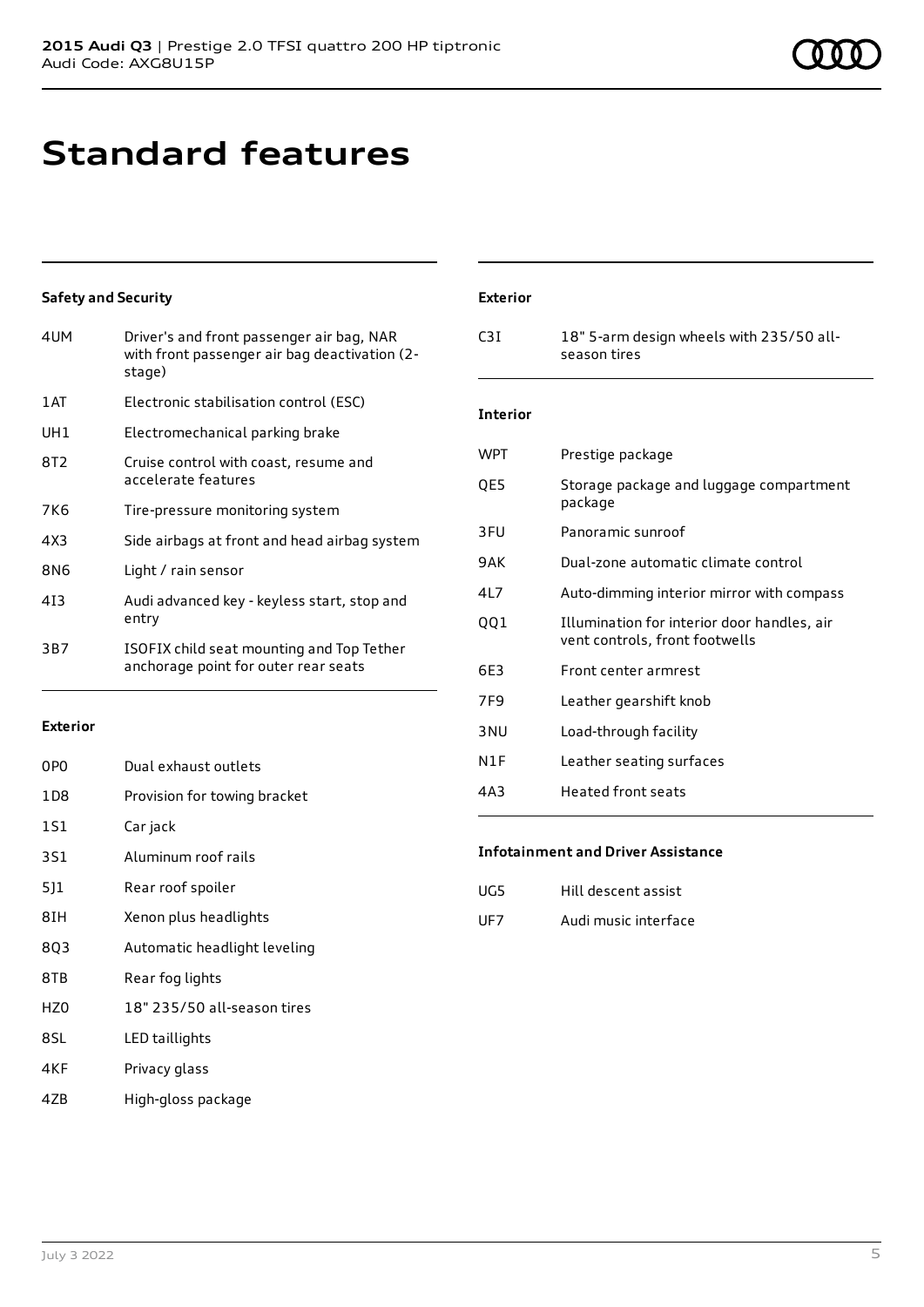# Standard features

### Safety and Security

| | |
|---|---|
| 4UM | Driver's and front passenger air bag, NAR with front passenger air bag deactivation (2-stage) |
| 1AT | Electronic stabilisation control (ESC) |
| UH1 | Electromechanical parking brake |
| 8T2 | Cruise control with coast, resume and accelerate features |
| 7K6 | Tire-pressure monitoring system |
| 4X3 | Side airbags at front and head airbag system |
| 8N6 | Light / rain sensor |
| 4I3 | Audi advanced key - keyless start, stop and entry |
| 3B7 | ISOFIX child seat mounting and Top Tether anchorage point for outer rear seats |

### Exterior

| | |
|---|---|
| 0P0 | Dual exhaust outlets |
| 1D8 | Provision for towing bracket |
| 1S1 | Car jack |
| 3S1 | Aluminum roof rails |
| 5J1 | Rear roof spoiler |
| 8IH | Xenon plus headlights |
| 8Q3 | Automatic headlight leveling |
| 8TB | Rear fog lights |
| HZ0 | 18" 235/50 all-season tires |
| 8SL | LED taillights |
| 4KF | Privacy glass |
| 4ZB | High-gloss package |

### Exterior

| | |
|---|---|
| C3I | 18" 5-arm design wheels with 235/50 all-season tires |

### Interior

| | |
|---|---|
| WPT | Prestige package |
| QE5 | Storage package and luggage compartment package |
| 3FU | Panoramic sunroof |
| 9AK | Dual-zone automatic climate control |
| 4L7 | Auto-dimming interior mirror with compass |
| QQ1 | Illumination for interior door handles, air vent controls, front footwells |
| 6E3 | Front center armrest |
| 7F9 | Leather gearshift knob |
| 3NU | Load-through facility |
| N1F | Leather seating surfaces |
| 4A3 | Heated front seats |

### Infotainment and Driver Assistance

| | |
|---|---|
| UG5 | Hill descent assist |
| UF7 | Audi music interface |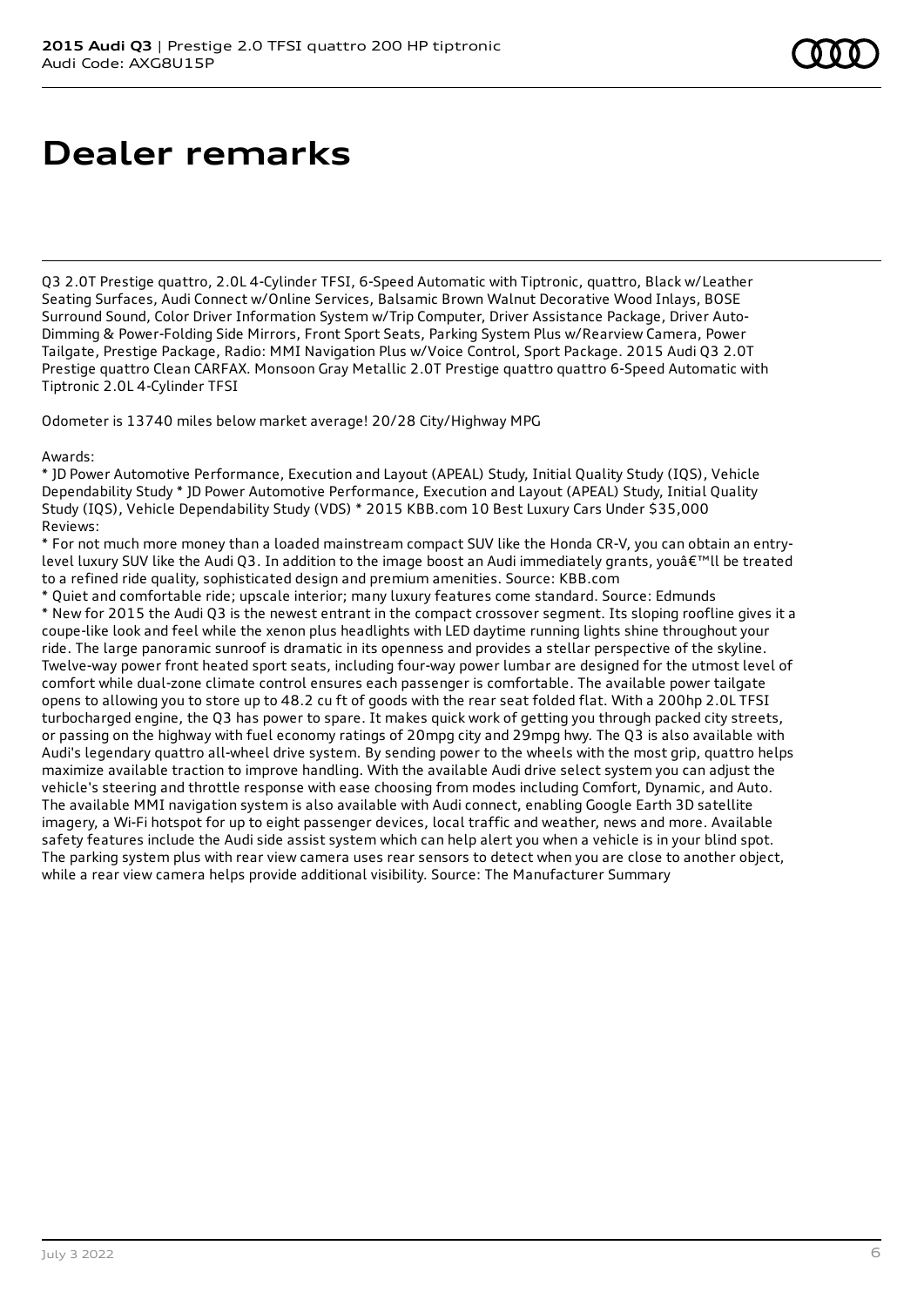# Dealer remarks

Q3 2.0T Prestige quattro, 2.0L 4-Cylinder TFSI, 6-Speed Automatic with Tiptronic, quattro, Black w/Leather Seating Surfaces, Audi Connect w/Online Services, Balsamic Brown Walnut Decorative Wood Inlays, BOSE Surround Sound, Color Driver Information System w/Trip Computer, Driver Assistance Package, Driver Auto-Dimming & Power-Folding Side Mirrors, Front Sport Seats, Parking System Plus w/Rearview Camera, Power Tailgate, Prestige Package, Radio: MMI Navigation Plus w/Voice Control, Sport Package. 2015 Audi Q3 2.0T Prestige quattro Clean CARFAX. Monsoon Gray Metallic 2.0T Prestige quattro quattro 6-Speed Automatic with Tiptronic 2.0L 4-Cylinder TFSI

Odometer is 13740 miles below market average! 20/28 City/Highway MPG

Awards:
* JD Power Automotive Performance, Execution and Layout (APEAL) Study, Initial Quality Study (IQS), Vehicle Dependability Study * JD Power Automotive Performance, Execution and Layout (APEAL) Study, Initial Quality Study (IQS), Vehicle Dependability Study (VDS) * 2015 KBB.com 10 Best Luxury Cars Under $35,000
Reviews:
* For not much more money than a loaded mainstream compact SUV like the Honda CR-V, you can obtain an entry-level luxury SUV like the Audi Q3. In addition to the image boost an Audi immediately grants, youâ€™ll be treated to a refined ride quality, sophisticated design and premium amenities. Source: KBB.com
* Quiet and comfortable ride; upscale interior; many luxury features come standard. Source: Edmunds
* New for 2015 the Audi Q3 is the newest entrant in the compact crossover segment. Its sloping roofline gives it a coupe-like look and feel while the xenon plus headlights with LED daytime running lights shine throughout your ride. The large panoramic sunroof is dramatic in its openness and provides a stellar perspective of the skyline. Twelve-way power front heated sport seats, including four-way power lumbar are designed for the utmost level of comfort while dual-zone climate control ensures each passenger is comfortable. The available power tailgate opens to allowing you to store up to 48.2 cu ft of goods with the rear seat folded flat. With a 200hp 2.0L TFSI turbocharged engine, the Q3 has power to spare. It makes quick work of getting you through packed city streets, or passing on the highway with fuel economy ratings of 20mpg city and 29mpg hwy. The Q3 is also available with Audi's legendary quattro all-wheel drive system. By sending power to the wheels with the most grip, quattro helps maximize available traction to improve handling. With the available Audi drive select system you can adjust the vehicle's steering and throttle response with ease choosing from modes including Comfort, Dynamic, and Auto. The available MMI navigation system is also available with Audi connect, enabling Google Earth 3D satellite imagery, a Wi-Fi hotspot for up to eight passenger devices, local traffic and weather, news and more. Available safety features include the Audi side assist system which can help alert you when a vehicle is in your blind spot. The parking system plus with rear view camera uses rear sensors to detect when you are close to another object, while a rear view camera helps provide additional visibility. Source: The Manufacturer Summary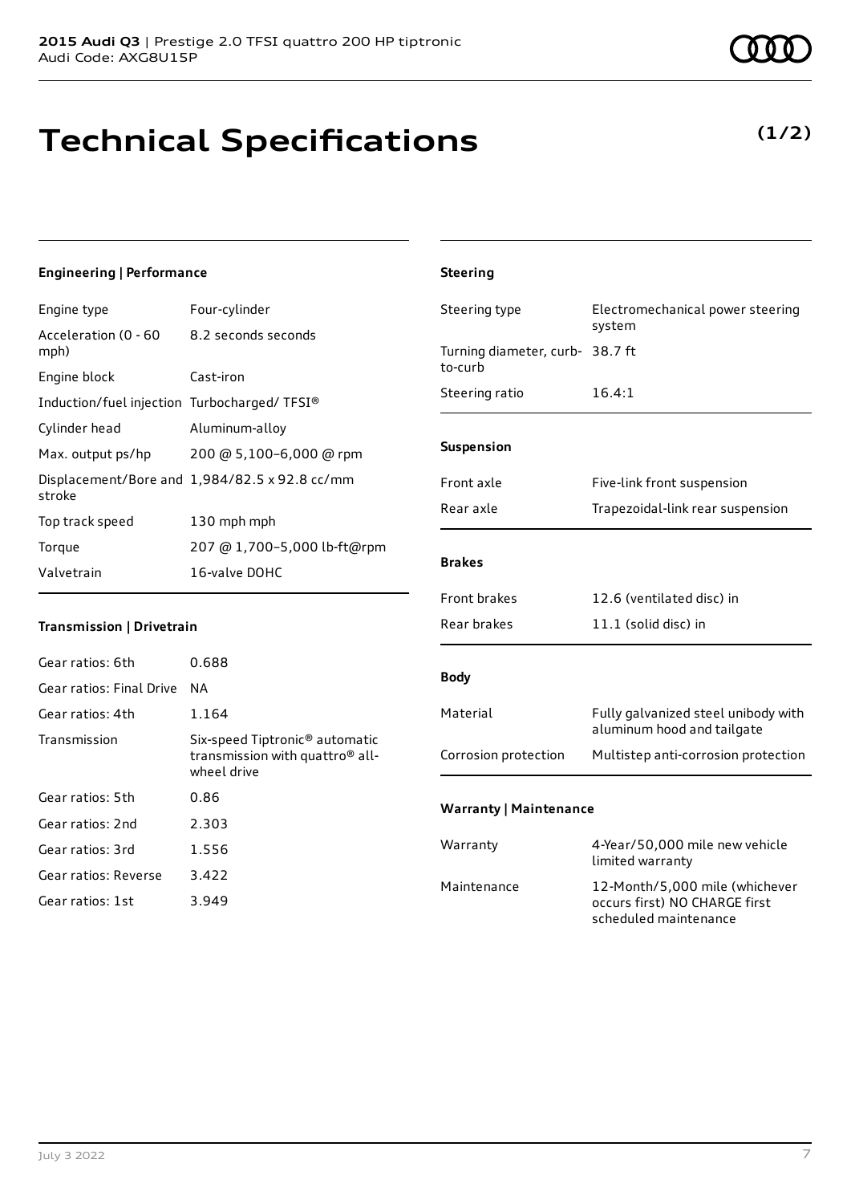# Technical Specifications

**(1/2)**

### Engineering | Performance

| | |
|---|---|
| Engine type | Four-cylinder |
| Acceleration (0 - 60 mph) | 8.2 seconds seconds |
| Engine block | Cast-iron |
| Induction/fuel injection | Turbocharged/ TFSI® |
| Cylinder head | Aluminum-alloy |
| Max. output ps/hp | 200 @ 5,100–6,000 @ rpm |
| Displacement/Bore and stroke | 1,984/82.5 x 92.8 cc/mm |
| Top track speed | 130 mph mph |
| Torque | 207 @ 1,700–5,000 lb-ft@rpm |
| Valvetrain | 16-valve DOHC |

### Transmission | Drivetrain

| | |
|---|---|
| Gear ratios: 6th | 0.688 |
| Gear ratios: Final Drive | NA |
| Gear ratios: 4th | 1.164 |
| Transmission | Six-speed Tiptronic® automatic transmission with quattro® all-wheel drive |
| Gear ratios: 5th | 0.86 |
| Gear ratios: 2nd | 2.303 |
| Gear ratios: 3rd | 1.556 |
| Gear ratios: Reverse | 3.422 |
| Gear ratios: 1st | 3.949 |

### Steering

| | |
|---|---|
| Steering type | Electromechanical power steering system |
| Turning diameter, curb-to-curb | 38.7 ft |
| Steering ratio | 16.4:1 |

### Suspension

| | |
|---|---|
| Front axle | Five-link front suspension |
| Rear axle | Trapezoidal-link rear suspension |

### Brakes

| | |
|---|---|
| Front brakes | 12.6 (ventilated disc) in |
| Rear brakes | 11.1 (solid disc) in |

### Body

| | |
|---|---|
| Material | Fully galvanized steel unibody with aluminum hood and tailgate |
| Corrosion protection | Multistep anti-corrosion protection |

### Warranty | Maintenance

| | |
|---|---|
| Warranty | 4-Year/50,000 mile new vehicle limited warranty |
| Maintenance | 12-Month/5,000 mile (whichever occurs first) NO CHARGE first scheduled maintenance |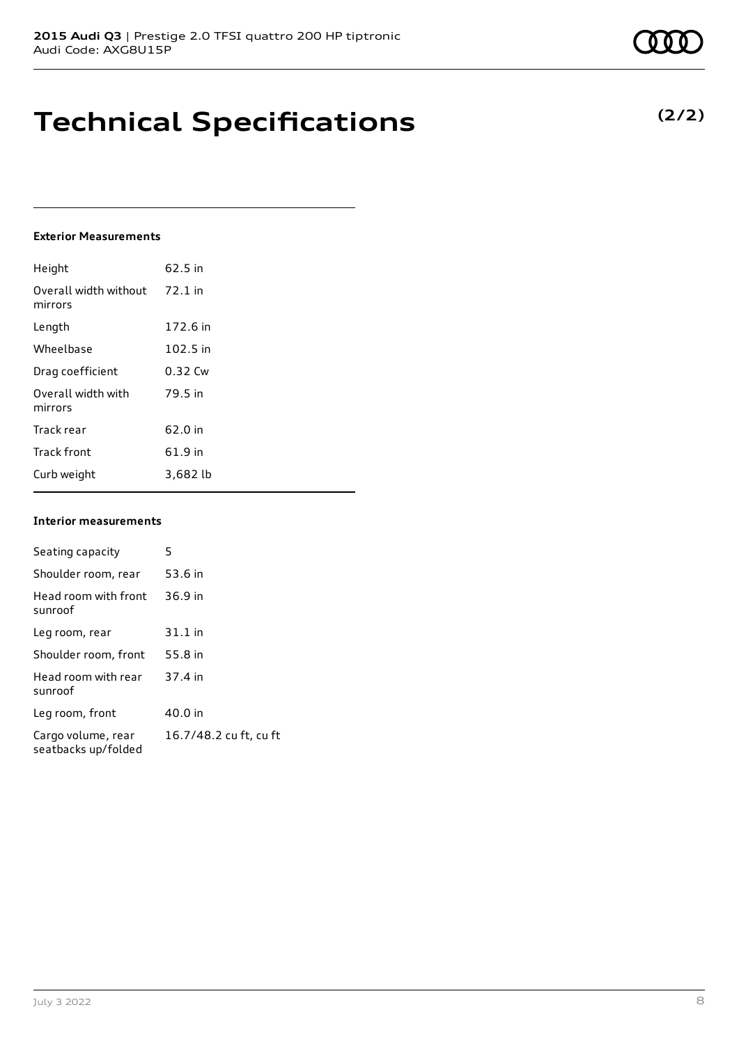# Technical Specifications

**(2/2)**

### Exterior Measurements

| | |
|---|---|
| Height | 62.5 in |
| Overall width without mirrors | 72.1 in |
| Length | 172.6 in |
| Wheelbase | 102.5 in |
| Drag coefficient | 0.32 Cw |
| Overall width with mirrors | 79.5 in |
| Track rear | 62.0 in |
| Track front | 61.9 in |
| Curb weight | 3,682 lb |

### Interior measurements

| | |
|---|---|
| Seating capacity | 5 |
| Shoulder room, rear | 53.6 in |
| Head room with front sunroof | 36.9 in |
| Leg room, rear | 31.1 in |
| Shoulder room, front | 55.8 in |
| Head room with rear sunroof | 37.4 in |
| Leg room, front | 40.0 in |
| Cargo volume, rear seatbacks up/folded | 16.7/48.2 cu ft, cu ft |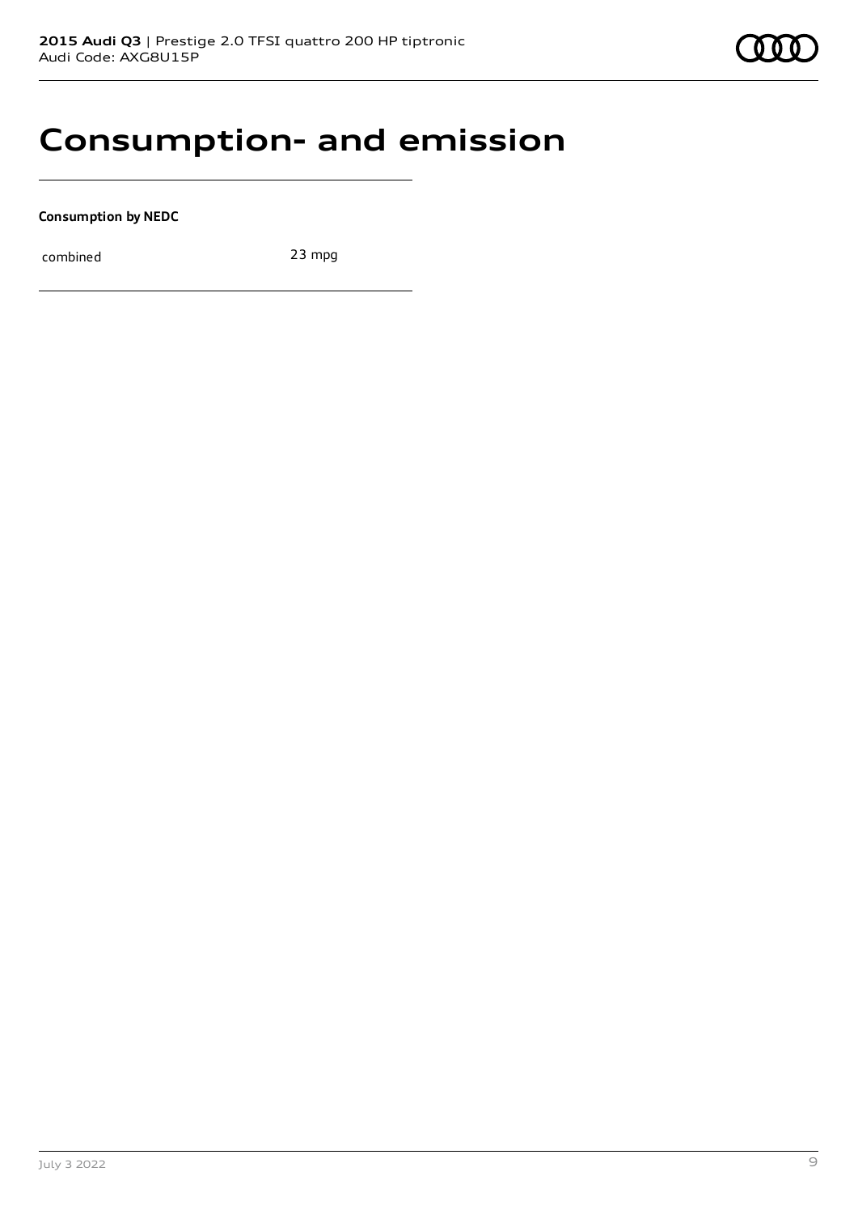# Consumption- and emission

**Consumption by NEDC**

| | |
|---|---|
| combined | 23 mpg |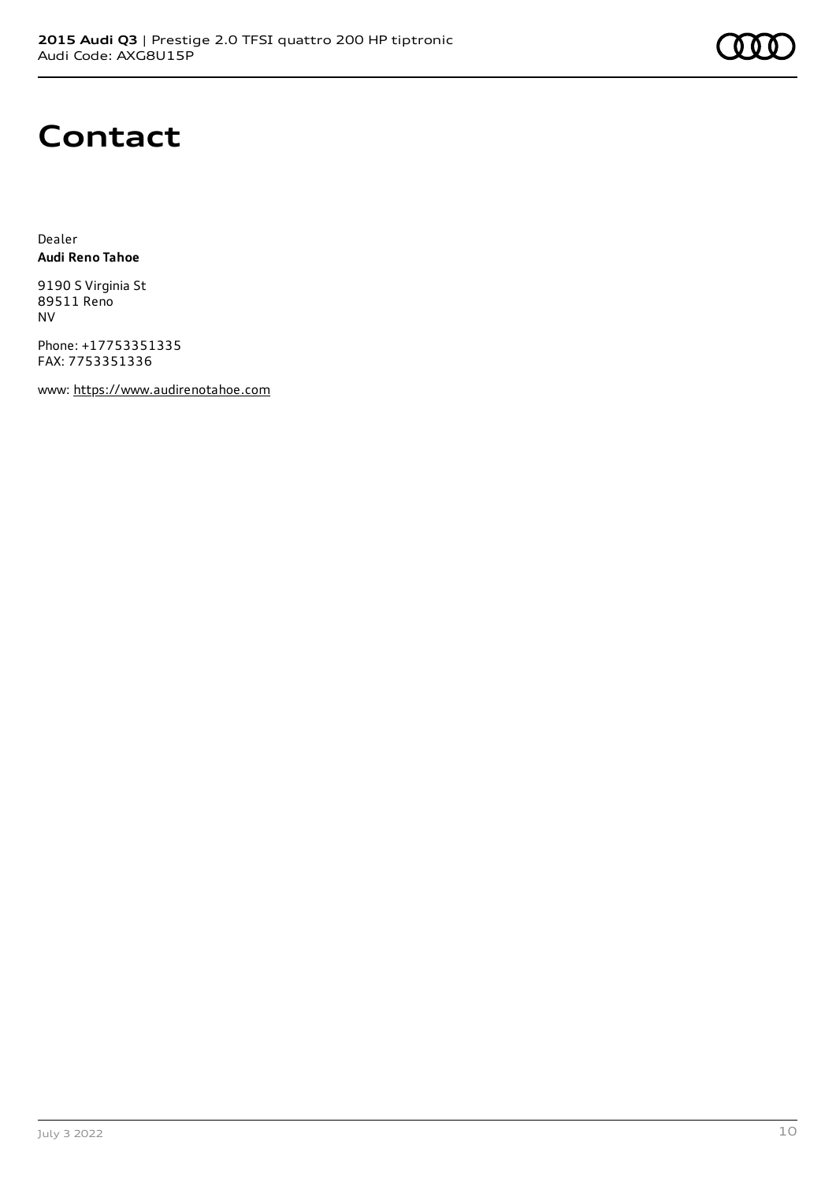# Contact

Dealer
**Audi Reno Tahoe**

9190 S Virginia St
89511 Reno
NV

Phone: +17753351335
FAX: 7753351336

www: https://www.audirenotahoe.com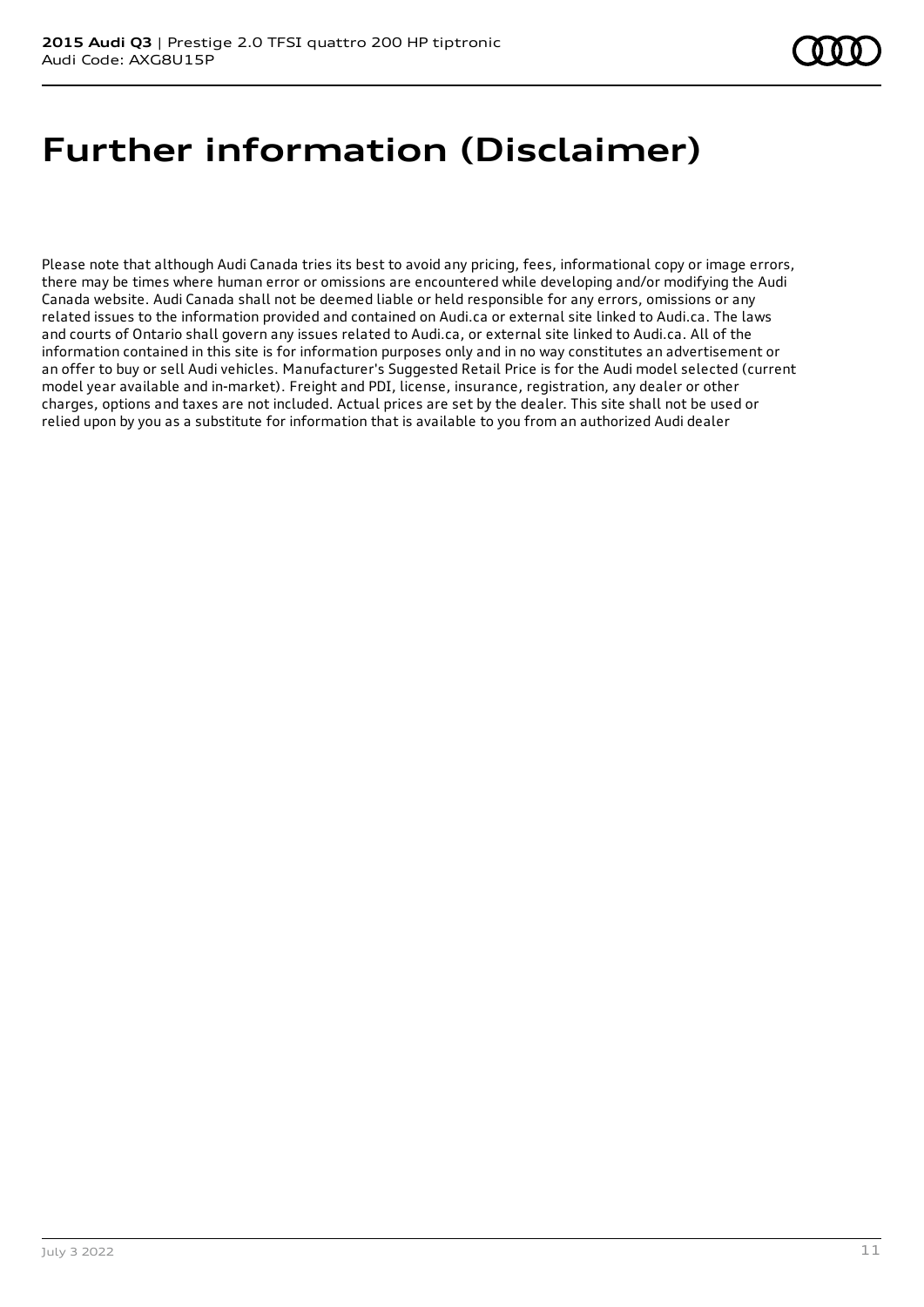# Further information (Disclaimer)

Please note that although Audi Canada tries its best to avoid any pricing, fees, informational copy or image errors, there may be times where human error or omissions are encountered while developing and/or modifying the Audi Canada website. Audi Canada shall not be deemed liable or held responsible for any errors, omissions or any related issues to the information provided and contained on Audi.ca or external site linked to Audi.ca. The laws and courts of Ontario shall govern any issues related to Audi.ca, or external site linked to Audi.ca. All of the information contained in this site is for information purposes only and in no way constitutes an advertisement or an offer to buy or sell Audi vehicles. Manufacturer's Suggested Retail Price is for the Audi model selected (current model year available and in-market). Freight and PDI, license, insurance, registration, any dealer or other charges, options and taxes are not included. Actual prices are set by the dealer. This site shall not be used or relied upon by you as a substitute for information that is available to you from an authorized Audi dealer